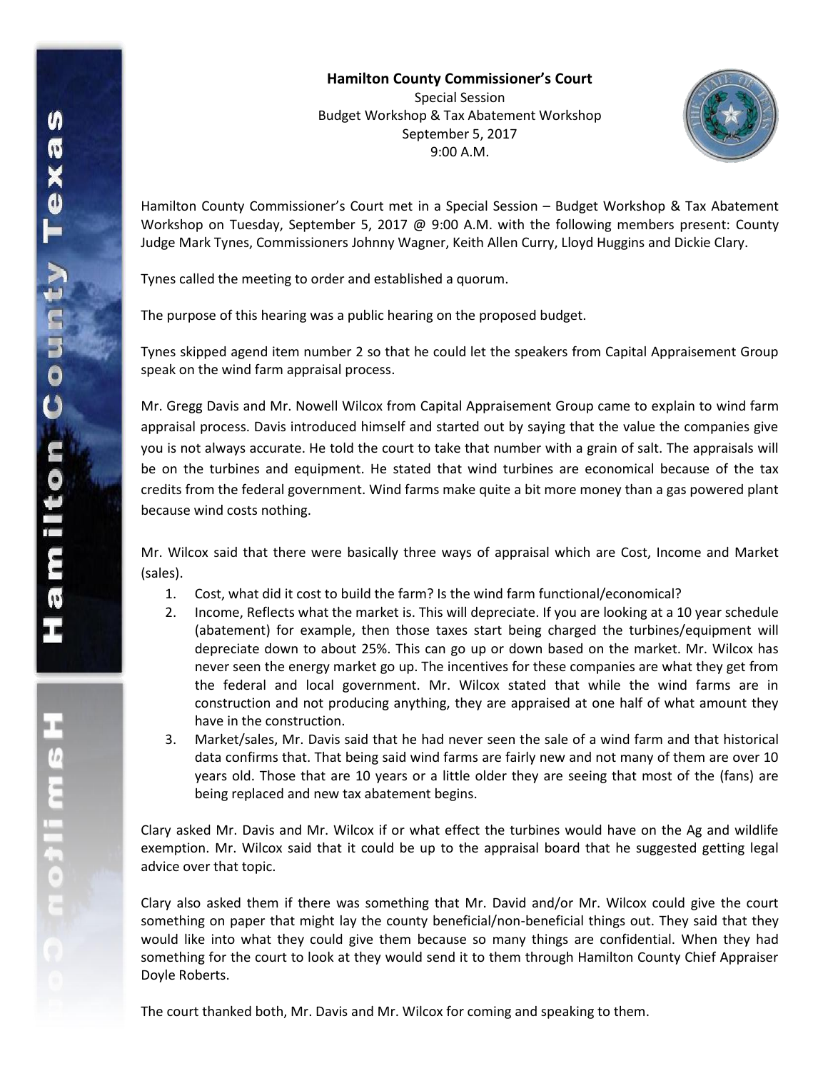**Hamilton County Commissioner's Court**

Special Session

Budget Workshop & Tax Abatement Workshop

September 5, 2017

9:00 A.M.

Hamilton County Commissioner's Court met in a Special Session – Budget Workshop & Tax Abatement Workshop on Tuesday, September 5, 2017 @ 9:00 A.M. with the following members present: County Judge Mark Tynes, Commissioners Johnny Wagner, Keith Allen Curry, Lloyd Huggins and Dickie Clary.

Tynes called the meeting to order and established a quorum.

The purpose of this hearing was a public hearing on the proposed budget.

Tynes skipped agend item number 2 so that he could let the speakers from Capital Appraisement Group speak on the wind farm appraisal process.

Mr. Gregg Davis and Mr. Nowell Wilcox from Capital Appraisement Group came to explain to wind farm appraisal process. Davis introduced himself and started out by saying that the value the companies give you is not always accurate. He told the court to take that number with a grain of salt. The appraisals will be on the turbines and equipment. He stated that wind turbines are economical because of the tax credits from the federal government. Wind farms make quite a bit more money than a gas powered plant because wind costs nothing.

Mr. Wilcox said that there were basically three ways of appraisal which are Cost, Income and Market (sales).

1. Cost, what did it cost to build the farm? Is the wind farm functional/economical?
2. Income, Reflects what the market is. This will depreciate. If you are looking at a 10 year schedule (abatement) for example, then those taxes start being charged the turbines/equipment will depreciate down to about 25%. This can go up or down based on the market. Mr. Wilcox has never seen the energy market go up. The incentives for these companies are what they get from the federal and local government. Mr. Wilcox stated that while the wind farms are in construction and not producing anything, they are appraised at one half of what amount they have in the construction.
3. Market/sales, Mr. Davis said that he had never seen the sale of a wind farm and that historical data confirms that. That being said wind farms are fairly new and not many of them are over 10 years old. Those that are 10 years or a little older they are seeing that most of the (fans) are being replaced and new tax abatement begins.

Clary asked Mr. Davis and Mr. Wilcox if or what effect the turbines would have on the Ag and wildlife exemption. Mr. Wilcox said that it could be up to the appraisal board that he suggested getting legal advice over that topic.

Clary also asked them if there was something that Mr. David and/or Mr. Wilcox could give the court something on paper that might lay the county beneficial/non-beneficial things out. They said that they would like into what they could give them because so many things are confidential. When they had something for the court to look at they would send it to them through Hamilton County Chief Appraiser Doyle Roberts.

The court thanked both, Mr. Davis and Mr. Wilcox for coming and speaking to them.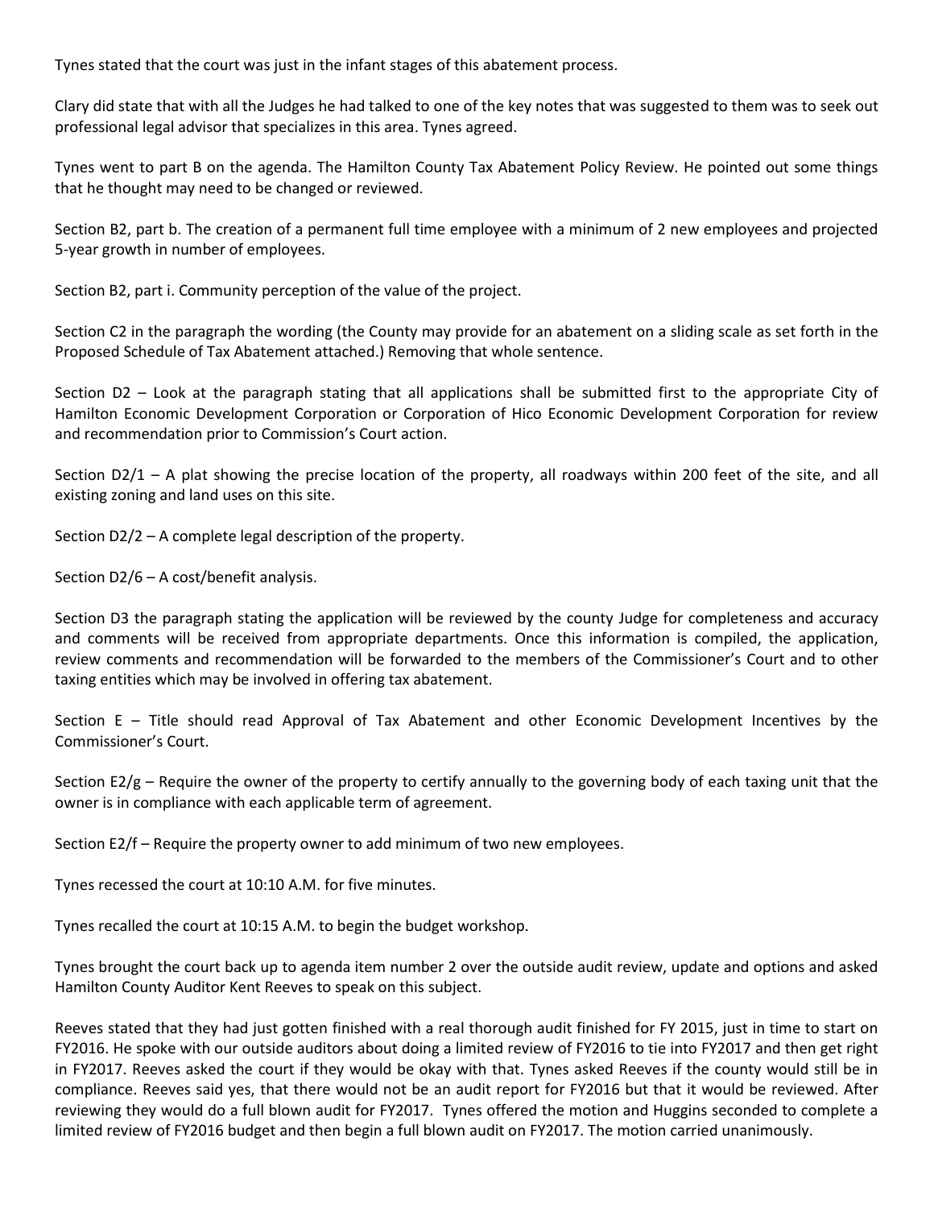Tynes stated that the court was just in the infant stages of this abatement process.

Clary did state that with all the Judges he had talked to one of the key notes that was suggested to them was to seek out professional legal advisor that specializes in this area. Tynes agreed.

Tynes went to part B on the agenda. The Hamilton County Tax Abatement Policy Review. He pointed out some things that he thought may need to be changed or reviewed.

Section B2, part b. The creation of a permanent full time employee with a minimum of 2 new employees and projected 5-year growth in number of employees.

Section B2, part i. Community perception of the value of the project.

Section C2 in the paragraph the wording (the County may provide for an abatement on a sliding scale as set forth in the Proposed Schedule of Tax Abatement attached.) Removing that whole sentence.

Section D2 – Look at the paragraph stating that all applications shall be submitted first to the appropriate City of Hamilton Economic Development Corporation or Corporation of Hico Economic Development Corporation for review and recommendation prior to Commission's Court action.

Section D2/1 – A plat showing the precise location of the property, all roadways within 200 feet of the site, and all existing zoning and land uses on this site.

Section D2/2 – A complete legal description of the property.

Section D2/6 – A cost/benefit analysis.

Section D3 the paragraph stating the application will be reviewed by the county Judge for completeness and accuracy and comments will be received from appropriate departments. Once this information is compiled, the application, review comments and recommendation will be forwarded to the members of the Commissioner's Court and to other taxing entities which may be involved in offering tax abatement.

Section E – Title should read Approval of Tax Abatement and other Economic Development Incentives by the Commissioner's Court.

Section E2/g – Require the owner of the property to certify annually to the governing body of each taxing unit that the owner is in compliance with each applicable term of agreement.

Section E2/f – Require the property owner to add minimum of two new employees.

Tynes recessed the court at 10:10 A.M. for five minutes.

Tynes recalled the court at 10:15 A.M. to begin the budget workshop.

Tynes brought the court back up to agenda item number 2 over the outside audit review, update and options and asked Hamilton County Auditor Kent Reeves to speak on this subject.

Reeves stated that they had just gotten finished with a real thorough audit finished for FY 2015, just in time to start on FY2016. He spoke with our outside auditors about doing a limited review of FY2016 to tie into FY2017 and then get right in FY2017. Reeves asked the court if they would be okay with that. Tynes asked Reeves if the county would still be in compliance. Reeves said yes, that there would not be an audit report for FY2016 but that it would be reviewed. After reviewing they would do a full blown audit for FY2017. Tynes offered the motion and Huggins seconded to complete a limited review of FY2016 budget and then begin a full blown audit on FY2017. The motion carried unanimously.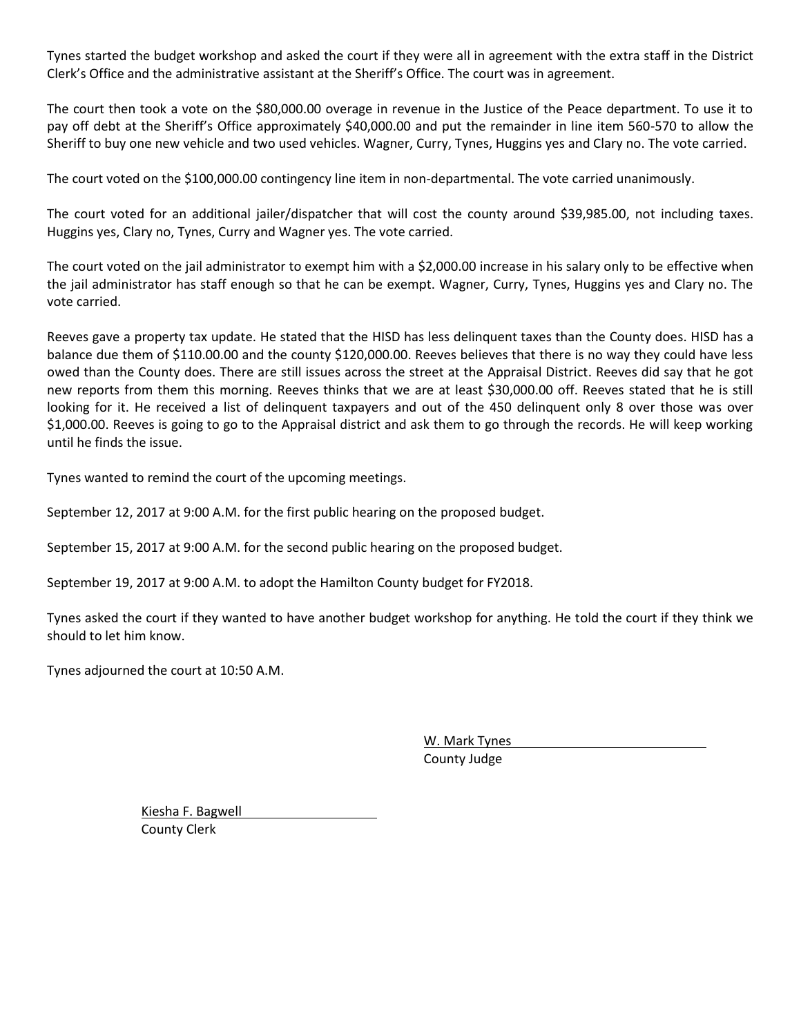Tynes started the budget workshop and asked the court if they were all in agreement with the extra staff in the District Clerk's Office and the administrative assistant at the Sheriff's Office. The court was in agreement.

The court then took a vote on the $80,000.00 overage in revenue in the Justice of the Peace department. To use it to pay off debt at the Sheriff's Office approximately $40,000.00 and put the remainder in line item 560-570 to allow the Sheriff to buy one new vehicle and two used vehicles. Wagner, Curry, Tynes, Huggins yes and Clary no. The vote carried.

The court voted on the $100,000.00 contingency line item in non-departmental. The vote carried unanimously.

The court voted for an additional jailer/dispatcher that will cost the county around $39,985.00, not including taxes. Huggins yes, Clary no, Tynes, Curry and Wagner yes. The vote carried.

The court voted on the jail administrator to exempt him with a $2,000.00 increase in his salary only to be effective when the jail administrator has staff enough so that he can be exempt. Wagner, Curry, Tynes, Huggins yes and Clary no. The vote carried.

Reeves gave a property tax update. He stated that the HISD has less delinquent taxes than the County does. HISD has a balance due them of $110.00.00 and the county $120,000.00. Reeves believes that there is no way they could have less owed than the County does. There are still issues across the street at the Appraisal District. Reeves did say that he got new reports from them this morning. Reeves thinks that we are at least $30,000.00 off. Reeves stated that he is still looking for it. He received a list of delinquent taxpayers and out of the 450 delinquent only 8 over those was over $1,000.00. Reeves is going to go to the Appraisal district and ask them to go through the records. He will keep working until he finds the issue.

Tynes wanted to remind the court of the upcoming meetings.

September 12, 2017 at 9:00 A.M. for the first public hearing on the proposed budget.

September 15, 2017 at 9:00 A.M. for the second public hearing on the proposed budget.

September 19, 2017 at 9:00 A.M. to adopt the Hamilton County budget for FY2018.

Tynes asked the court if they wanted to have another budget workshop for anything. He told the court if they think we should to let him know.

Tynes adjourned the court at 10:50 A.M.

W. Mark Tynes
County Judge

Kiesha F. Bagwell
County Clerk